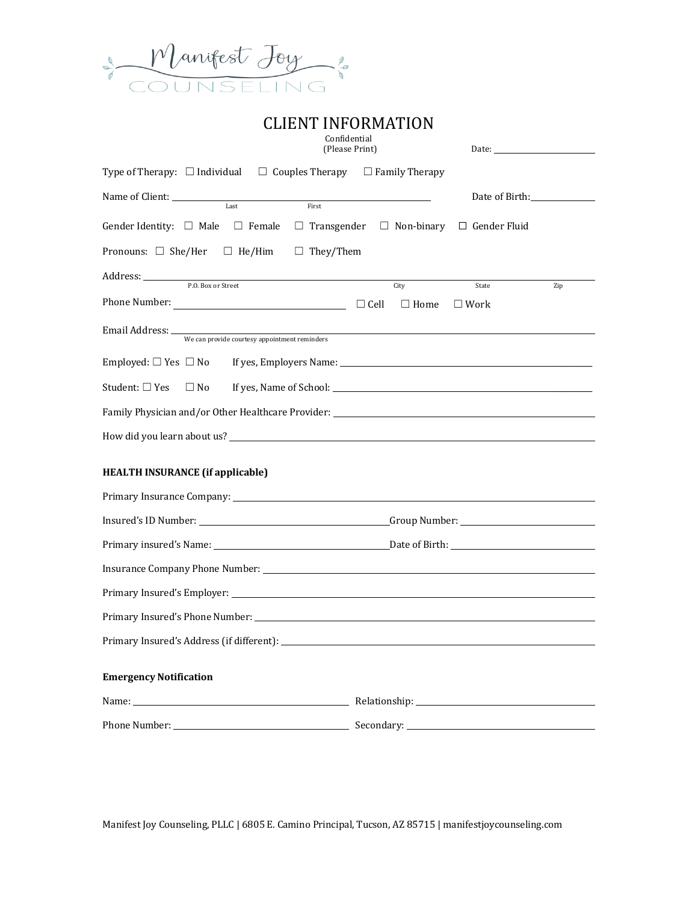Manifest Joy
COUNSELING

# CLIENT INFORMATION

Confidential
(Please Print)

Date: ____________________

Type of Therapy: ☐ Individual ☐ Couples Therapy ☐ Family Therapy

Name of Client: ______________________________ (Last) (First) Date of Birth: ____________

Gender Identity: ☐ Male ☐ Female ☐ Transgender ☐ Non-binary ☐ Gender Fluid

Pronouns: ☐ She/Her ☐ He/Him ☐ They/Them

Address: ______________________________ (P.O. Box or Street) (City) (State) (Zip)

Phone Number: ______________________________ ☐ Cell ☐ Home ☐ Work

Email Address: ______________________________
We can provide courtesy appointment reminders

Employed: ☐ Yes ☐ No If yes, Employers Name: ______________________________

Student: ☐ Yes ☐ No If yes, Name of School: ______________________________

Family Physician and/or Other Healthcare Provider: ______________________________

How did you learn about us? ______________________________

**HEALTH INSURANCE (if applicable)**

Primary Insurance Company: ______________________________

Insured's ID Number: ______________________________ Group Number: ______________________________

Primary insured's Name: ______________________________ Date of Birth: ______________________________

Insurance Company Phone Number: ______________________________

Primary Insured's Employer: ______________________________

Primary Insured's Phone Number: ______________________________

Primary Insured's Address (if different): ______________________________

**Emergency Notification**

Name: ______________________________ Relationship: ______________________________

Phone Number: ______________________________ Secondary: ______________________________

Manifest Joy Counseling, PLLC | 6805 E. Camino Principal, Tucson, AZ 85715 | manifestjoycounseling.com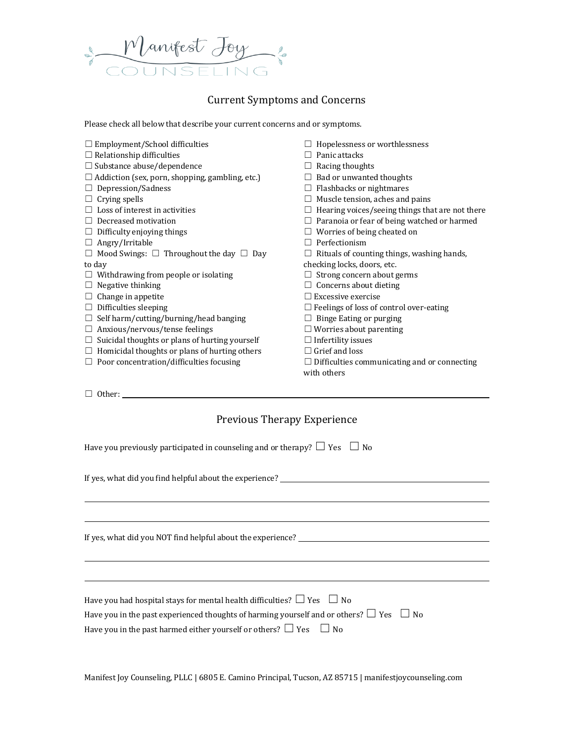Manifest Joy COUNSELING

## Current Symptoms and Concerns

Please check all below that describe your current concerns and or symptoms.

- ☐ Employment/School difficulties
- ☐ Relationship difficulties
- ☐ Substance abuse/dependence
- ☐ Addiction (sex, porn, shopping, gambling, etc.)
- ☐ Depression/Sadness
- ☐ Crying spells
- ☐ Loss of interest in activities
- ☐ Decreased motivation
- ☐ Difficulty enjoying things
- ☐ Angry/Irritable
- ☐ Mood Swings: ☐ Throughout the day ☐ Day to day
- ☐ Withdrawing from people or isolating
- ☐ Negative thinking
- ☐ Change in appetite
- ☐ Difficulties sleeping
- ☐ Self harm/cutting/burning/head banging
- ☐ Anxious/nervous/tense feelings
- ☐ Suicidal thoughts or plans of hurting yourself
- ☐ Homicidal thoughts or plans of hurting others
- ☐ Poor concentration/difficulties focusing
- ☐ Hopelessness or worthlessness
- ☐ Panic attacks
- ☐ Racing thoughts
- ☐ Bad or unwanted thoughts
- ☐ Flashbacks or nightmares
- ☐ Muscle tension, aches and pains
- ☐ Hearing voices/seeing things that are not there
- ☐ Paranoia or fear of being watched or harmed
- ☐ Worries of being cheated on
- ☐ Perfectionism
- ☐ Rituals of counting things, washing hands, checking locks, doors, etc.
- ☐ Strong concern about germs
- ☐ Concerns about dieting
- ☐ Excessive exercise
- ☐ Feelings of loss of control over-eating
- ☐ Binge Eating or purging
- ☐ Worries about parenting
- ☐ Infertility issues
- ☐ Grief and loss
- ☐ Difficulties communicating and or connecting with others

☐ Other: ______________________________

## Previous Therapy Experience

Have you previously participated in counseling and or therapy? ☐ Yes ☐ No

If yes, what did you find helpful about the experience? ______________________________

______________________________

______________________________

If yes, what did you NOT find helpful about the experience? ______________________________

______________________________

______________________________

Have you had hospital stays for mental health difficulties? ☐ Yes ☐ No

Have you in the past experienced thoughts of harming yourself and or others? ☐ Yes ☐ No

Have you in the past harmed either yourself or others? ☐ Yes ☐ No

Manifest Joy Counseling, PLLC | 6805 E. Camino Principal, Tucson, AZ 85715 | manifestjoycounseling.com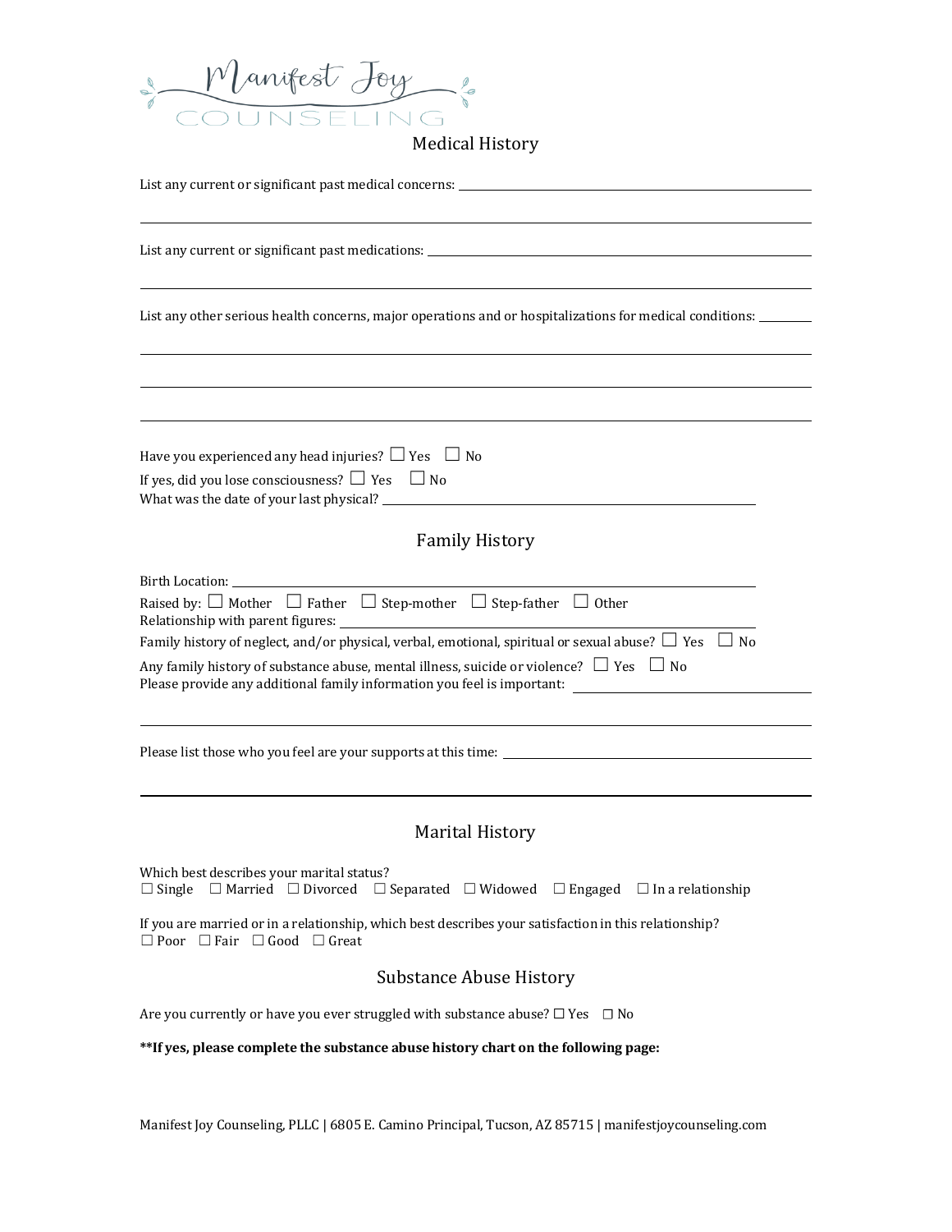Manifest Joy COUNSELING

## Medical History

List any current or significant past medical concerns: ______________________________

______________________________________________________________

List any current or significant past medications: ______________________________

______________________________________________________________

List any other serious health concerns, major operations and or hospitalizations for medical conditions: ________

______________________________________________________________

______________________________________________________________

______________________________________________________________

Have you experienced any head injuries? ☐ Yes ☐ No

If yes, did you lose consciousness? ☐ Yes ☐ No

What was the date of your last physical? ______________________________

## Family History

Birth Location: ______________________________

Raised by: ☐ Mother ☐ Father ☐ Step-mother ☐ Step-father ☐ Other

Relationship with parent figures: ______________________________

Family history of neglect, and/or physical, verbal, emotional, spiritual or sexual abuse? ☐ Yes ☐ No

Any family history of substance abuse, mental illness, suicide or violence? ☐ Yes ☐ No

Please provide any additional family information you feel is important: ______________________________

______________________________________________________________

Please list those who you feel are your supports at this time: ______________________________

______________________________________________________________

## Marital History

Which best describes your marital status?

☐ Single ☐ Married ☐ Divorced ☐ Separated ☐ Widowed ☐ Engaged ☐ In a relationship

If you are married or in a relationship, which best describes your satisfaction in this relationship?

☐ Poor ☐ Fair ☐ Good ☐ Great

## Substance Abuse History

Are you currently or have you ever struggled with substance abuse? ☐ Yes ☐ No

**\*\*If yes, please complete the substance abuse history chart on the following page:**

Manifest Joy Counseling, PLLC | 6805 E. Camino Principal, Tucson, AZ 85715 | manifestjoycounseling.com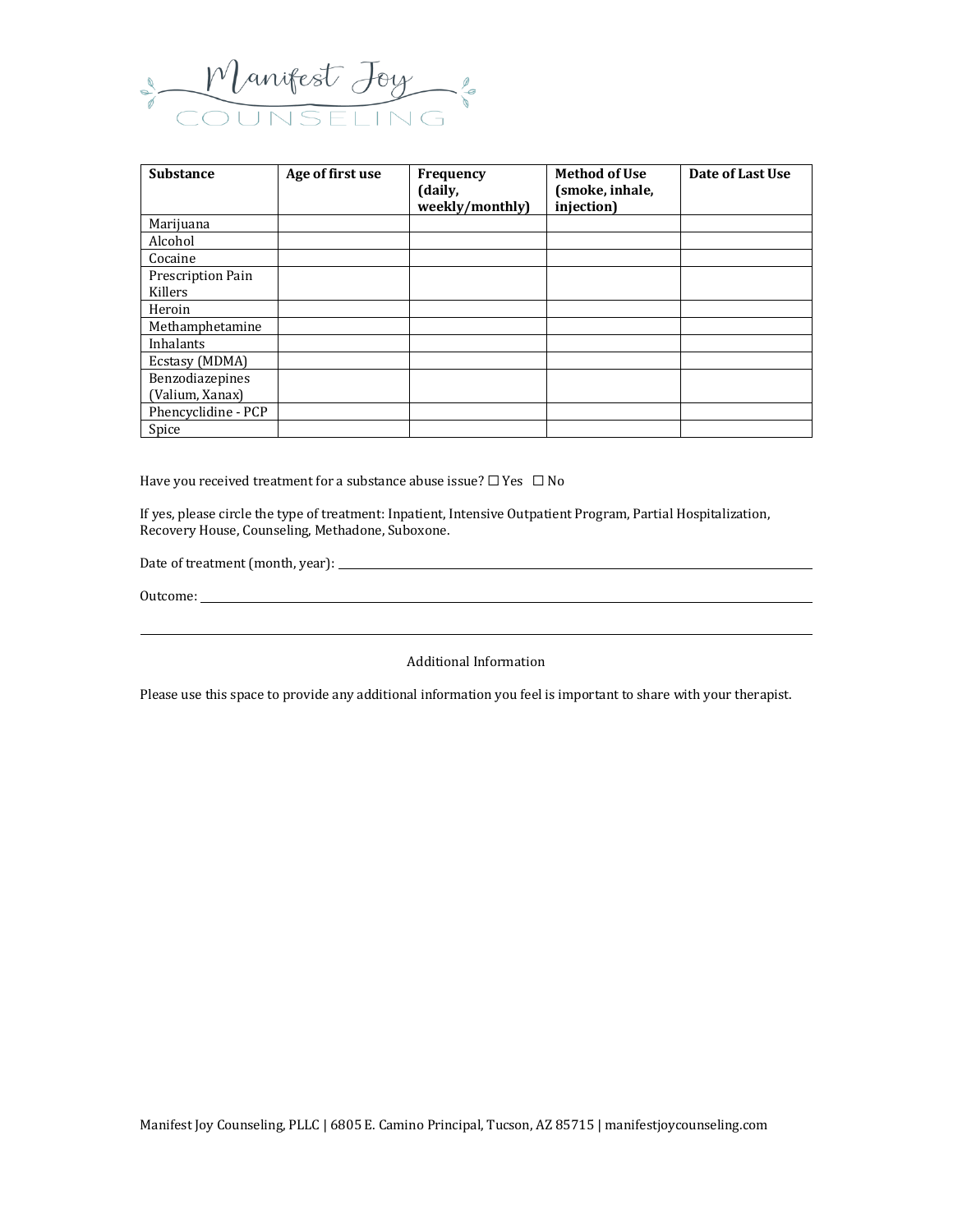| Substance | Age of first use | Frequency (daily, weekly/monthly) | Method of Use (smoke, inhale, injection) | Date of Last Use |
|---|---|---|---|---|
| Marijuana | | | | |
| Alcohol | | | | |
| Cocaine | | | | |
| Prescription Pain Killers | | | | |
| Heroin | | | | |
| Methamphetamine | | | | |
| Inhalants | | | | |
| Ecstasy (MDMA) | | | | |
| Benzodiazepines (Valium, Xanax) | | | | |
| Phencyclidine - PCP | | | | |
| Spice | | | | |

Have you received treatment for a substance abuse issue? ☐ Yes ☐ No

If yes, please circle the type of treatment: Inpatient, Intensive Outpatient Program, Partial Hospitalization, Recovery House, Counseling, Methadone, Suboxone.

Date of treatment (month, year): ______________________________

Outcome: ______________________________

______________________________

Additional Information

Please use this space to provide any additional information you feel is important to share with your therapist.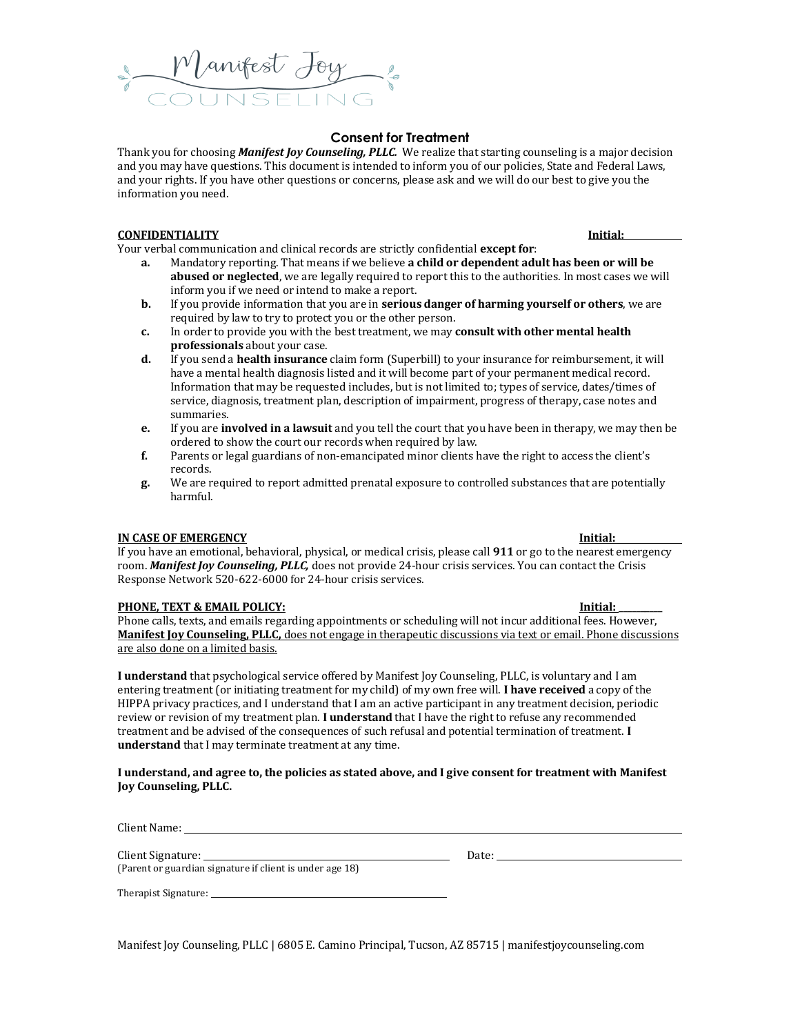Manifest Joy COUNSELING

## Consent for Treatment

Thank you for choosing ***Manifest Joy Counseling, PLLC.*** We realize that starting counseling is a major decision and you may have questions. This document is intended to inform you of our policies, State and Federal Laws, and your rights. If you have other questions or concerns, please ask and we will do our best to give you the information you need.

**CONFIDENTIALITY** **Initial: ____________**

Your verbal communication and clinical records are strictly confidential **except for**:

- **a.** Mandatory reporting. That means if we believe **a child or dependent adult has been or will be abused or neglected**, we are legally required to report this to the authorities. In most cases we will inform you if we need or intend to make a report.
- **b.** If you provide information that you are in **serious danger of harming yourself or others**, we are required by law to try to protect you or the other person.
- **c.** In order to provide you with the best treatment, we may **consult with other mental health professionals** about your case.
- **d.** If you send a **health insurance** claim form (Superbill) to your insurance for reimbursement, it will have a mental health diagnosis listed and it will become part of your permanent medical record. Information that may be requested includes, but is not limited to; types of service, dates/times of service, diagnosis, treatment plan, description of impairment, progress of therapy, case notes and summaries.
- **e.** If you are **involved in a lawsuit** and you tell the court that you have been in therapy, we may then be ordered to show the court our records when required by law.
- **f.** Parents or legal guardians of non-emancipated minor clients have the right to access the client's records.
- **g.** We are required to report admitted prenatal exposure to controlled substances that are potentially harmful.

**IN CASE OF EMERGENCY** **Initial: ____________**

If you have an emotional, behavioral, physical, or medical crisis, please call **911** or go to the nearest emergency room. ***Manifest Joy Counseling, PLLC,*** does not provide 24-hour crisis services. You can contact the Crisis Response Network 520-622-6000 for 24-hour crisis services.

**PHONE, TEXT & EMAIL POLICY:** **Initial: __________**

Phone calls, texts, and emails regarding appointments or scheduling will not incur additional fees. However, **Manifest Joy Counseling, PLLC,** does not engage in therapeutic discussions via text or email. Phone discussions are also done on a limited basis.

**I understand** that psychological service offered by Manifest Joy Counseling, PLLC, is voluntary and I am entering treatment (or initiating treatment for my child) of my own free will. **I have received** a copy of the HIPPA privacy practices, and I understand that I am an active participant in any treatment decision, periodic review or revision of my treatment plan. **I understand** that I have the right to refuse any recommended treatment and be advised of the consequences of such refusal and potential termination of treatment. **I understand** that I may terminate treatment at any time.

**I understand, and agree to, the policies as stated above, and I give consent for treatment with Manifest Joy Counseling, PLLC.**

Client Name: ______________________________________________

Client Signature: ______________________________ Date: ______________________
(Parent or guardian signature if client is under age 18)

Therapist Signature: ______________________________

Manifest Joy Counseling, PLLC | 6805 E. Camino Principal, Tucson, AZ 85715 | manifestjoycounseling.com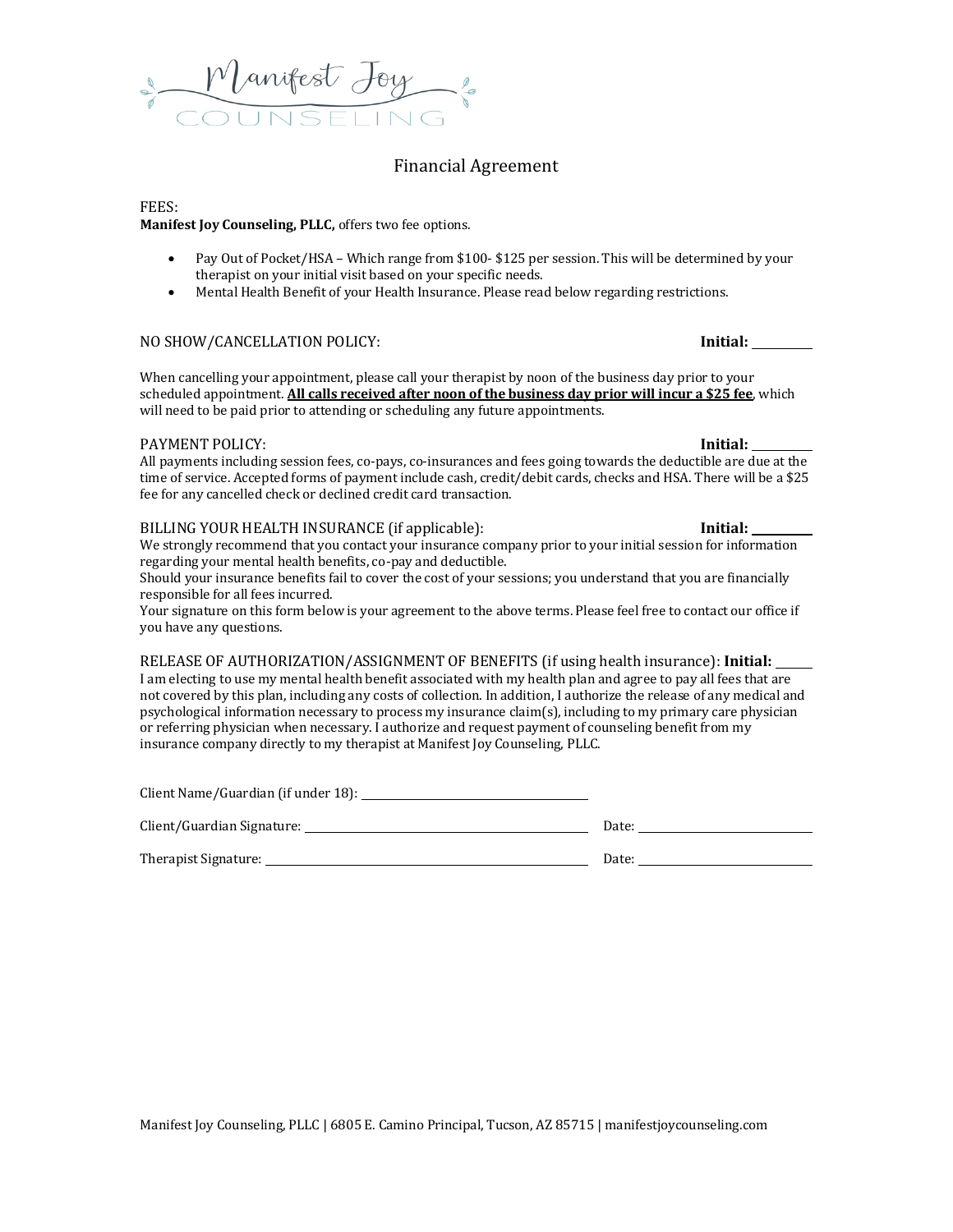Manifest Joy COUNSELING

# Financial Agreement

FEES:
**Manifest Joy Counseling, PLLC,** offers two fee options.

- Pay Out of Pocket/HSA – Which range from $100- $125 per session. This will be determined by your therapist on your initial visit based on your specific needs.
- Mental Health Benefit of your Health Insurance. Please read below regarding restrictions.

NO SHOW/CANCELLATION POLICY: **Initial:** ________

When cancelling your appointment, please call your therapist by noon of the business day prior to your scheduled appointment. **<u>All calls received after noon of the business day prior will incur a $25 fee</u>**, which will need to be paid prior to attending or scheduling any future appointments.

PAYMENT POLICY: **Initial:** ________

All payments including session fees, co-pays, co-insurances and fees going towards the deductible are due at the time of service. Accepted forms of payment include cash, credit/debit cards, checks and HSA. There will be a $25 fee for any cancelled check or declined credit card transaction.

BILLING YOUR HEALTH INSURANCE (if applicable): **Initial:** ________

We strongly recommend that you contact your insurance company prior to your initial session for information regarding your mental health benefits, co-pay and deductible.
Should your insurance benefits fail to cover the cost of your sessions; you understand that you are financially responsible for all fees incurred.
Your signature on this form below is your agreement to the above terms. Please feel free to contact our office if you have any questions.

RELEASE OF AUTHORIZATION/ASSIGNMENT OF BENEFITS (if using health insurance): **Initial:** ______

I am electing to use my mental health benefit associated with my health plan and agree to pay all fees that are not covered by this plan, including any costs of collection. In addition, I authorize the release of any medical and psychological information necessary to process my insurance claim(s), including to my primary care physician or referring physician when necessary. I authorize and request payment of counseling benefit from my insurance company directly to my therapist at Manifest Joy Counseling, PLLC.

Client Name/Guardian (if under 18): ______________________________

Client/Guardian Signature: ______________________________ Date: ____________________

Therapist Signature: ______________________________ Date: ____________________

Manifest Joy Counseling, PLLC | 6805 E. Camino Principal, Tucson, AZ 85715 | manifestjoycounseling.com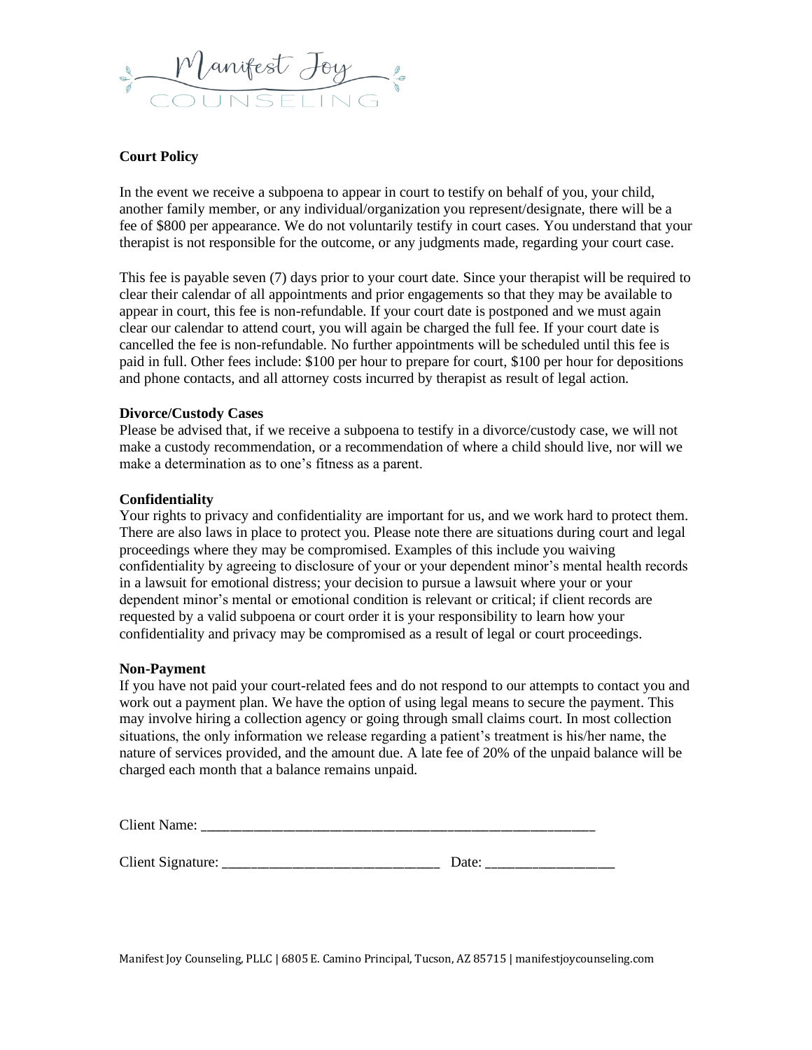Manifest Joy
COUNSELING

**Court Policy**

In the event we receive a subpoena to appear in court to testify on behalf of you, your child, another family member, or any individual/organization you represent/designate, there will be a fee of $800 per appearance. We do not voluntarily testify in court cases. You understand that your therapist is not responsible for the outcome, or any judgments made, regarding your court case.

This fee is payable seven (7) days prior to your court date. Since your therapist will be required to clear their calendar of all appointments and prior engagements so that they may be available to appear in court, this fee is non-refundable. If your court date is postponed and we must again clear our calendar to attend court, you will again be charged the full fee. If your court date is cancelled the fee is non-refundable. No further appointments will be scheduled until this fee is paid in full. Other fees include: $100 per hour to prepare for court, $100 per hour for depositions and phone contacts, and all attorney costs incurred by therapist as result of legal action.

**Divorce/Custody Cases**
Please be advised that, if we receive a subpoena to testify in a divorce/custody case, we will not make a custody recommendation, or a recommendation of where a child should live, nor will we make a determination as to one's fitness as a parent.

**Confidentiality**
Your rights to privacy and confidentiality are important for us, and we work hard to protect them. There are also laws in place to protect you. Please note there are situations during court and legal proceedings where they may be compromised. Examples of this include you waiving confidentiality by agreeing to disclosure of your or your dependent minor's mental health records in a lawsuit for emotional distress; your decision to pursue a lawsuit where your or your dependent minor's mental or emotional condition is relevant or critical; if client records are requested by a valid subpoena or court order it is your responsibility to learn how your confidentiality and privacy may be compromised as a result of legal or court proceedings.

**Non-Payment**
If you have not paid your court-related fees and do not respond to our attempts to contact you and work out a payment plan. We have the option of using legal means to secure the payment. This may involve hiring a collection agency or going through small claims court. In most collection situations, the only information we release regarding a patient's treatment is his/her name, the nature of services provided, and the amount due. A late fee of 20% of the unpaid balance will be charged each month that a balance remains unpaid.

Client Name: ______________________________________________________

Client Signature: _____________________________ Date: _________________

Manifest Joy Counseling, PLLC | 6805 E. Camino Principal, Tucson, AZ 85715 | manifestjoycounseling.com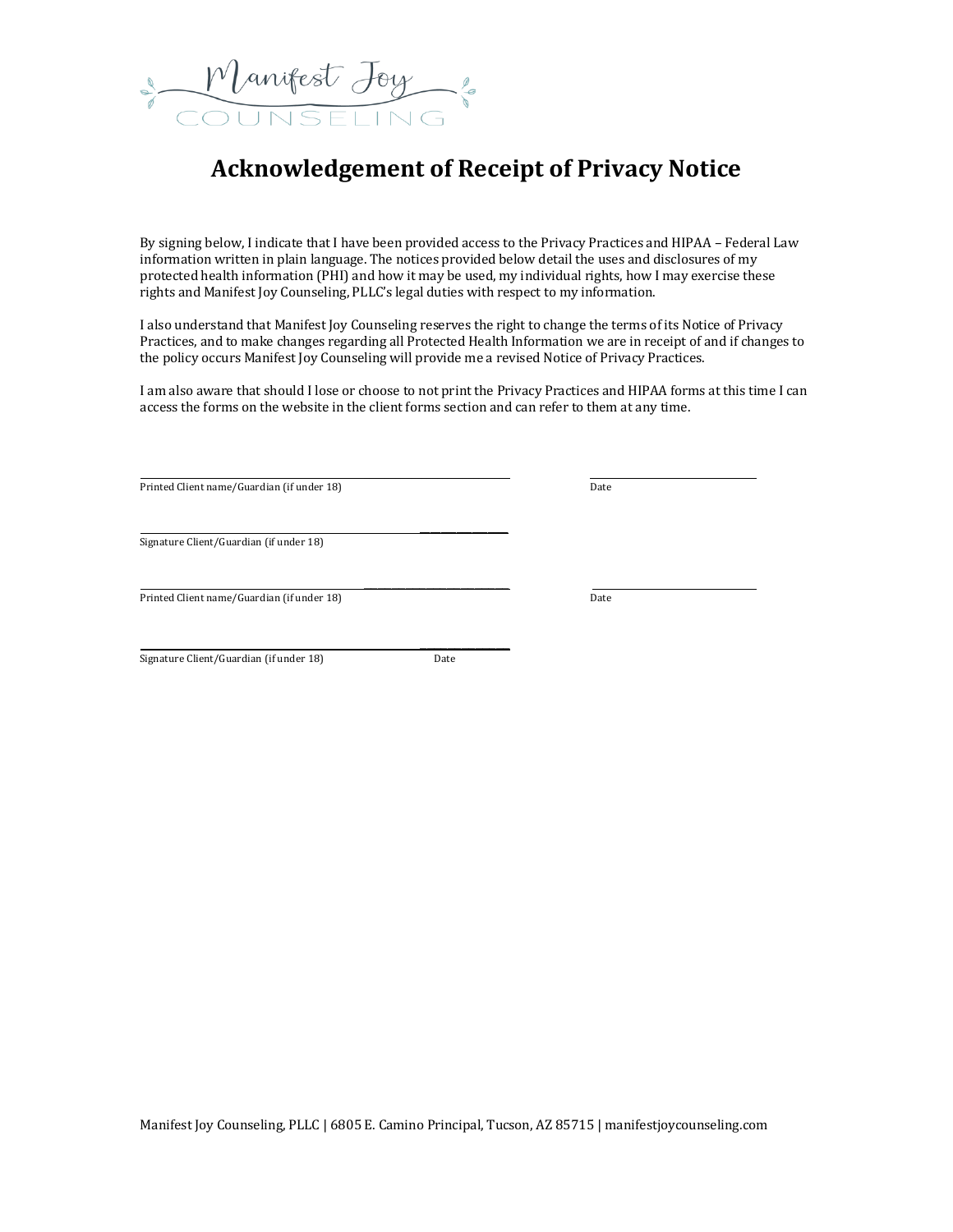# Acknowledgement of Receipt of Privacy Notice

By signing below, I indicate that I have been provided access to the Privacy Practices and HIPAA – Federal Law information written in plain language. The notices provided below detail the uses and disclosures of my protected health information (PHI) and how it may be used, my individual rights, how I may exercise these rights and Manifest Joy Counseling, PLLC's legal duties with respect to my information.

I also understand that Manifest Joy Counseling reserves the right to change the terms of its Notice of Privacy Practices, and to make changes regarding all Protected Health Information we are in receipt of and if changes to the policy occurs Manifest Joy Counseling will provide me a revised Notice of Privacy Practices.

I am also aware that should I lose or choose to not print the Privacy Practices and HIPAA forms at this time I can access the forms on the website in the client forms section and can refer to them at any time.

\_\_\_\_\_\_\_\_\_\_\_\_\_\_\_\_\_\_\_\_\_\_\_\_\_\_\_\_\_\_\_\_\_\_\_\_\_\_\_\_\_\_\_\_ \_\_\_\_\_\_\_\_\_\_\_\_\_\_\_\_\_\_\_\_
Printed Client name/Guardian (if under 18) Date

\_\_\_\_\_\_\_\_\_\_\_\_\_\_\_\_\_\_\_\_\_\_\_\_\_\_\_\_\_\_\_\_\_\_\_\_\_\_\_\_\_\_\_\_
Signature Client/Guardian (if under 18)

\_\_\_\_\_\_\_\_\_\_\_\_\_\_\_\_\_\_\_\_\_\_\_\_\_\_\_\_\_\_\_\_\_\_\_\_\_\_\_\_\_\_\_\_ \_\_\_\_\_\_\_\_\_\_\_\_\_\_\_\_\_\_\_\_
Printed Client name/Guardian (if under 18) Date

\_\_\_\_\_\_\_\_\_\_\_\_\_\_\_\_\_\_\_\_\_\_\_\_\_\_\_\_\_\_\_\_\_\_\_\_\_\_\_\_\_\_\_\_
Signature Client/Guardian (if under 18) Date

Manifest Joy Counseling, PLLC | 6805 E. Camino Principal, Tucson, AZ 85715 | manifestjoycounseling.com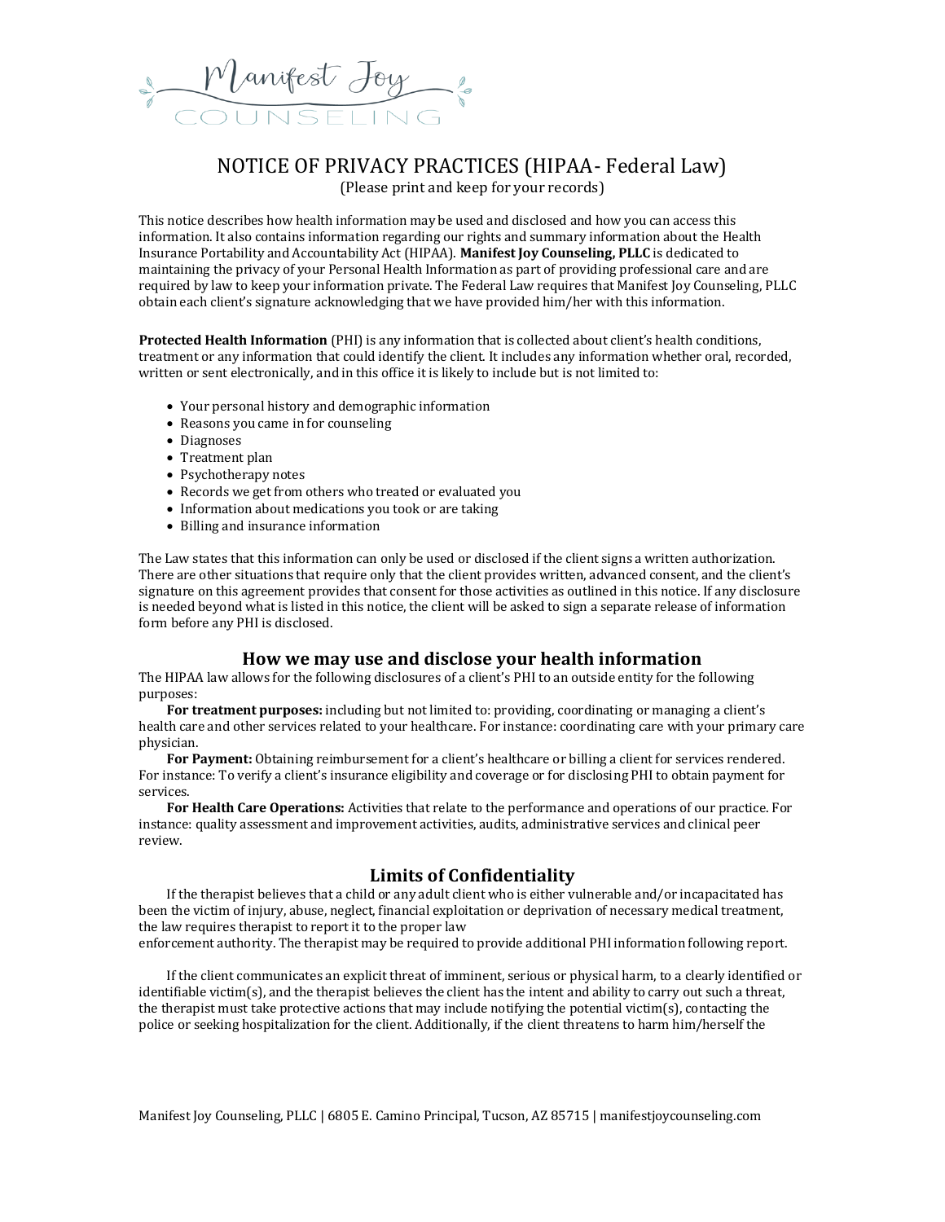# NOTICE OF PRIVACY PRACTICES (HIPAA- Federal Law)

(Please print and keep for your records)

This notice describes how health information may be used and disclosed and how you can access this information. It also contains information regarding our rights and summary information about the Health Insurance Portability and Accountability Act (HIPAA). **Manifest Joy Counseling, PLLC** is dedicated to maintaining the privacy of your Personal Health Information as part of providing professional care and are required by law to keep your information private. The Federal Law requires that Manifest Joy Counseling, PLLC obtain each client's signature acknowledging that we have provided him/her with this information.

**Protected Health Information** (PHI) is any information that is collected about client's health conditions, treatment or any information that could identify the client. It includes any information whether oral, recorded, written or sent electronically, and in this office it is likely to include but is not limited to:

- Your personal history and demographic information
- Reasons you came in for counseling
- Diagnoses
- Treatment plan
- Psychotherapy notes
- Records we get from others who treated or evaluated you
- Information about medications you took or are taking
- Billing and insurance information

The Law states that this information can only be used or disclosed if the client signs a written authorization. There are other situations that require only that the client provides written, advanced consent, and the client's signature on this agreement provides that consent for those activities as outlined in this notice. If any disclosure is needed beyond what is listed in this notice, the client will be asked to sign a separate release of information form before any PHI is disclosed.

## How we may use and disclose your health information

The HIPAA law allows for the following disclosures of a client's PHI to an outside entity for the following purposes:

**For treatment purposes:** including but not limited to: providing, coordinating or managing a client's health care and other services related to your healthcare. For instance: coordinating care with your primary care physician.

**For Payment:** Obtaining reimbursement for a client's healthcare or billing a client for services rendered. For instance: To verify a client's insurance eligibility and coverage or for disclosing PHI to obtain payment for services.

**For Health Care Operations:** Activities that relate to the performance and operations of our practice. For instance: quality assessment and improvement activities, audits, administrative services and clinical peer review.

## Limits of Confidentiality

If the therapist believes that a child or any adult client who is either vulnerable and/or incapacitated has been the victim of injury, abuse, neglect, financial exploitation or deprivation of necessary medical treatment, the law requires therapist to report it to the proper law enforcement authority. The therapist may be required to provide additional PHI information following report.

If the client communicates an explicit threat of imminent, serious or physical harm, to a clearly identified or identifiable victim(s), and the therapist believes the client has the intent and ability to carry out such a threat, the therapist must take protective actions that may include notifying the potential victim(s), contacting the police or seeking hospitalization for the client. Additionally, if the client threatens to harm him/herself the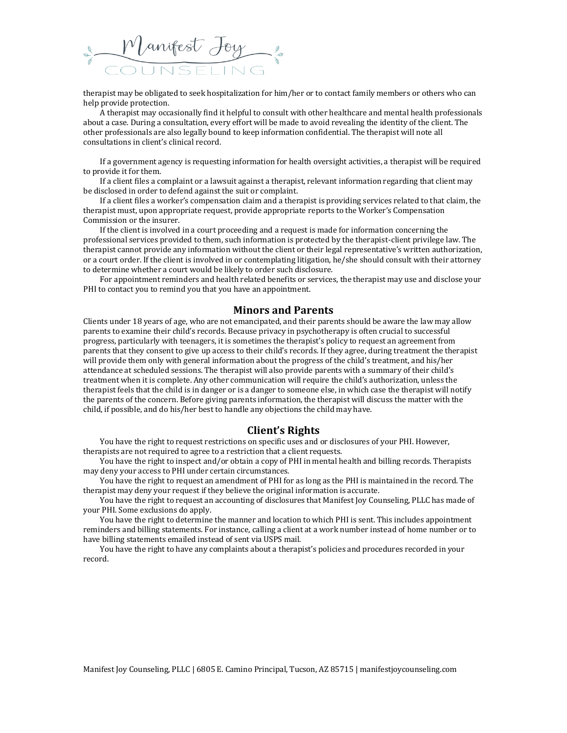therapist may be obligated to seek hospitalization for him/her or to contact family members or others who can help provide protection.

A therapist may occasionally find it helpful to consult with other healthcare and mental health professionals about a case. During a consultation, every effort will be made to avoid revealing the identity of the client. The other professionals are also legally bound to keep information confidential. The therapist will note all consultations in client's clinical record.

If a government agency is requesting information for health oversight activities, a therapist will be required to provide it for them.

If a client files a complaint or a lawsuit against a therapist, relevant information regarding that client may be disclosed in order to defend against the suit or complaint.

If a client files a worker's compensation claim and a therapist is providing services related to that claim, the therapist must, upon appropriate request, provide appropriate reports to the Worker's Compensation Commission or the insurer.

If the client is involved in a court proceeding and a request is made for information concerning the professional services provided to them, such information is protected by the therapist-client privilege law. The therapist cannot provide any information without the client or their legal representative's written authorization, or a court order. If the client is involved in or contemplating litigation, he/she should consult with their attorney to determine whether a court would be likely to order such disclosure.

For appointment reminders and health related benefits or services, the therapist may use and disclose your PHI to contact you to remind you that you have an appointment.

## Minors and Parents

Clients under 18 years of age, who are not emancipated, and their parents should be aware the law may allow parents to examine their child's records. Because privacy in psychotherapy is often crucial to successful progress, particularly with teenagers, it is sometimes the therapist's policy to request an agreement from parents that they consent to give up access to their child's records. If they agree, during treatment the therapist will provide them only with general information about the progress of the child's treatment, and his/her attendance at scheduled sessions. The therapist will also provide parents with a summary of their child's treatment when it is complete. Any other communication will require the child's authorization, unless the therapist feels that the child is in danger or is a danger to someone else, in which case the therapist will notify the parents of the concern. Before giving parents information, the therapist will discuss the matter with the child, if possible, and do his/her best to handle any objections the child may have.

## Client's Rights

You have the right to request restrictions on specific uses and or disclosures of your PHI. However, therapists are not required to agree to a restriction that a client requests.

You have the right to inspect and/or obtain a copy of PHI in mental health and billing records. Therapists may deny your access to PHI under certain circumstances.

You have the right to request an amendment of PHI for as long as the PHI is maintained in the record. The therapist may deny your request if they believe the original information is accurate.

You have the right to request an accounting of disclosures that Manifest Joy Counseling, PLLC has made of your PHI. Some exclusions do apply.

You have the right to determine the manner and location to which PHI is sent. This includes appointment reminders and billing statements. For instance, calling a client at a work number instead of home number or to have billing statements emailed instead of sent via USPS mail.

You have the right to have any complaints about a therapist's policies and procedures recorded in your record.